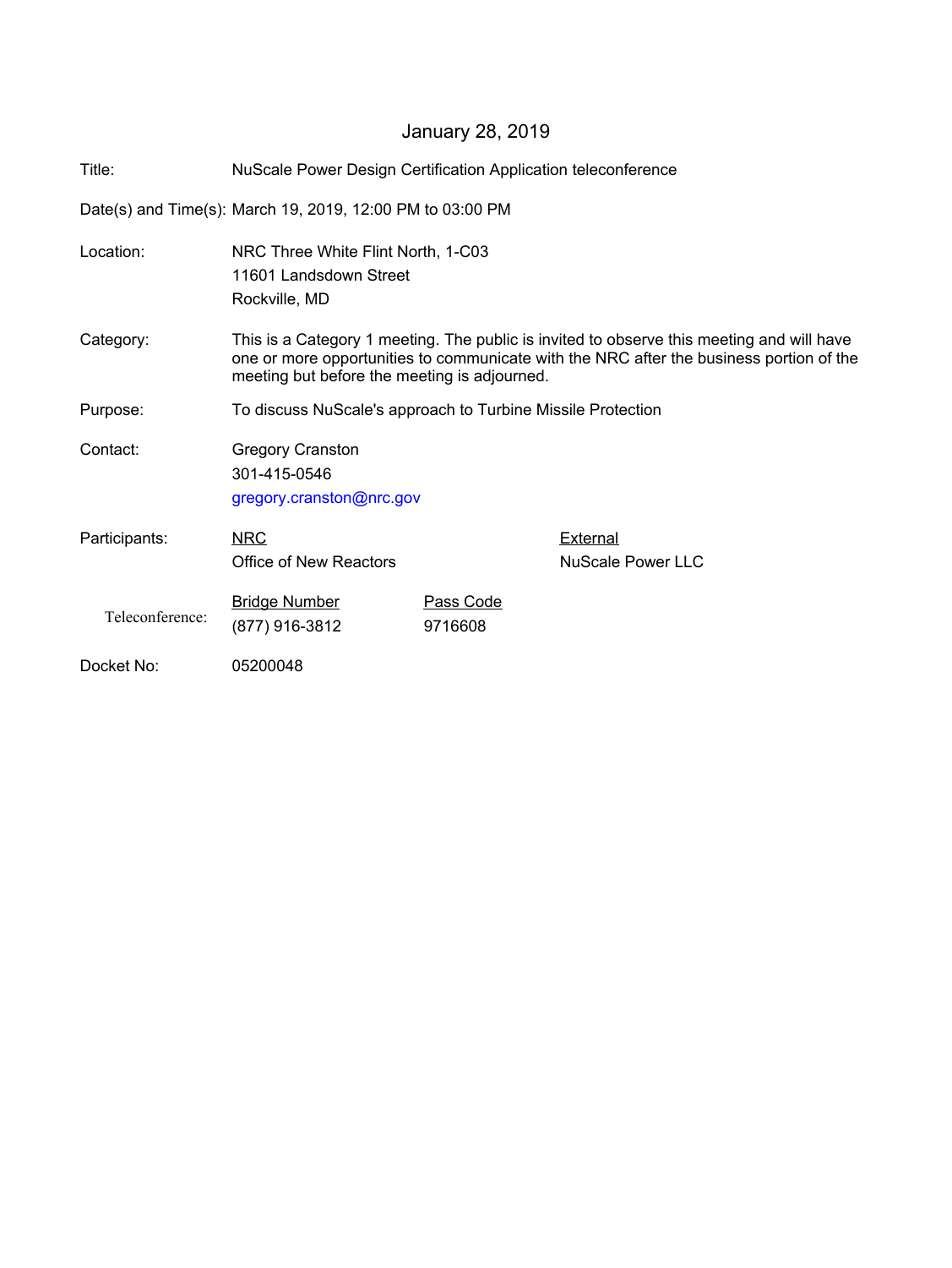January 28, 2019

| | | | |
|---|---|---|---|
| Title: | NuScale Power Design Certification Application teleconference | | |
| Date(s) and Time(s): | March 19, 2019, 12:00 PM to 03:00 PM | | |
| Location: | NRC Three White Flint North, 1-C03<br>11601 Landsdown Street<br>Rockville, MD | | |
| Category: | This is a Category 1 meeting. The public is invited to observe this meeting and will have one or more opportunities to communicate with the NRC after the business portion of the meeting but before the meeting is adjourned. | | |
| Purpose: | To discuss NuScale's approach to Turbine Missile Protection | | |
| Contact: | Gregory Cranston<br>301-415-0546<br>gregory.cranston@nrc.gov | | |
| Participants: | NRC<br>Office of New Reactors | | External<br>NuScale Power LLC |
| Teleconference: | Bridge Number<br>(877) 916-3812 | Pass Code<br>9716608 | |
| Docket No: | 05200048 | | |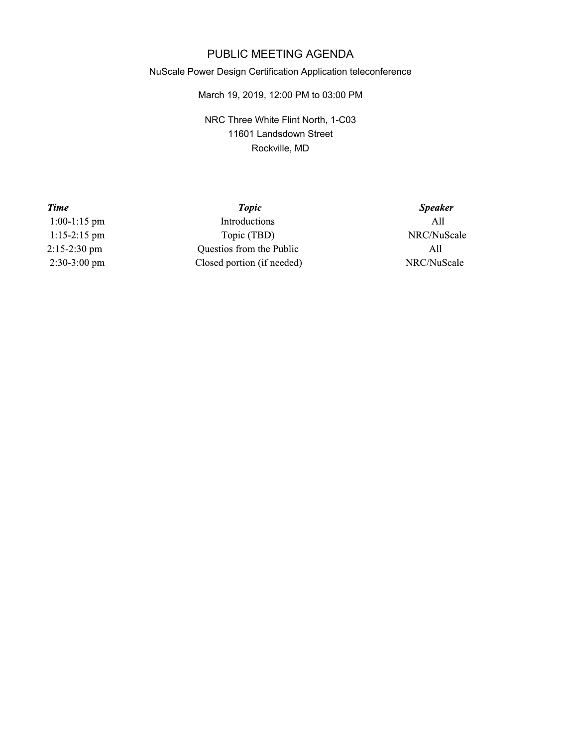# PUBLIC MEETING AGENDA

NuScale Power Design Certification Application teleconference

March 19, 2019, 12:00 PM to 03:00 PM

NRC Three White Flint North, 1-C03
11601 Landsdown Street
Rockville, MD

| ***Time*** | ***Topic*** | ***Speaker*** |
|---|---|---|
| 1:00-1:15 pm | Introductions | All |
| 1:15-2:15 pm | Topic (TBD) | NRC/NuScale |
| 2:15-2:30 pm | Questios from the Public | All |
| 2:30-3:00 pm | Closed portion (if needed) | NRC/NuScale |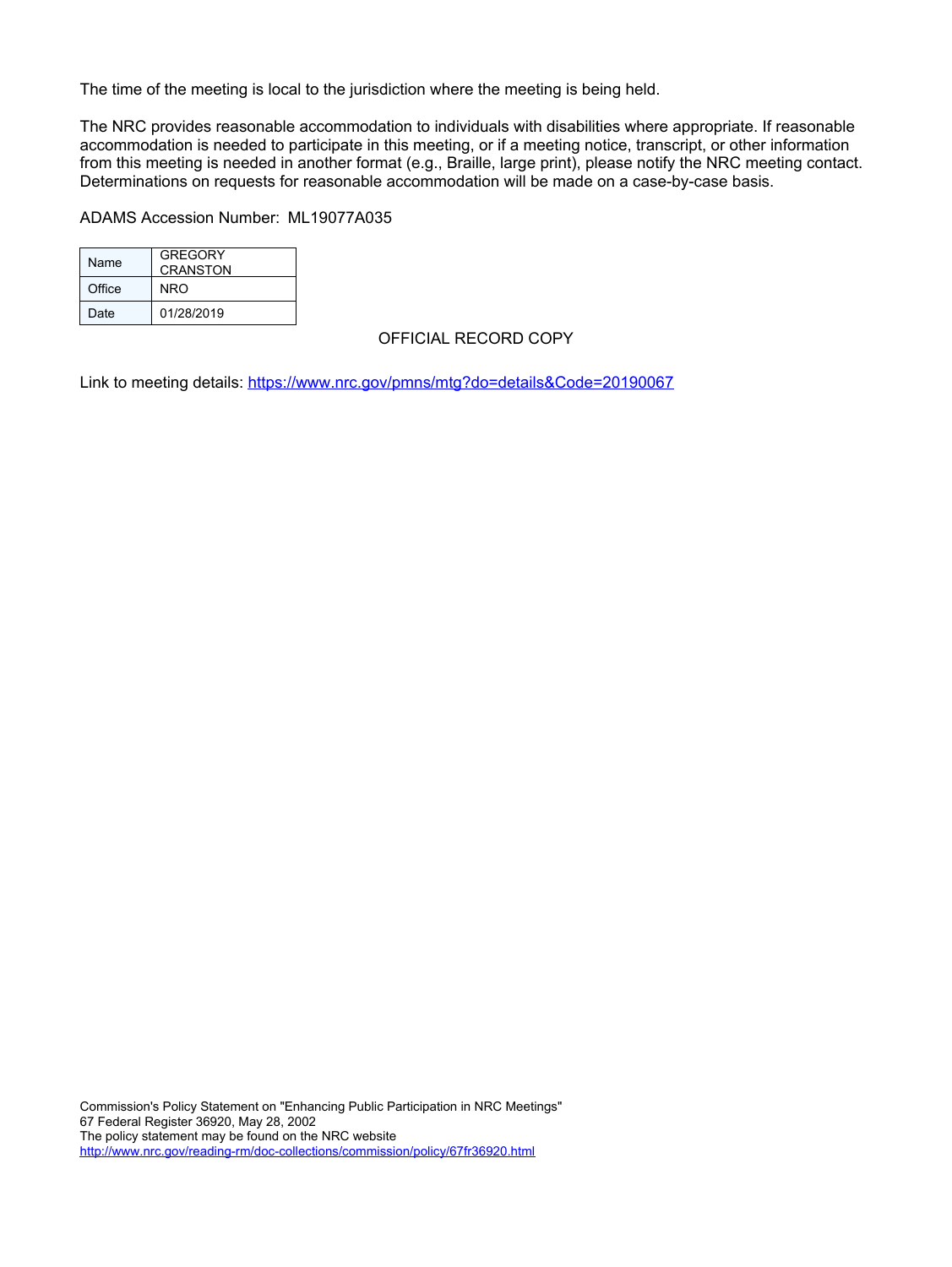The time of the meeting is local to the jurisdiction where the meeting is being held.

The NRC provides reasonable accommodation to individuals with disabilities where appropriate. If reasonable accommodation is needed to participate in this meeting, or if a meeting notice, transcript, or other information from this meeting is needed in another format (e.g., Braille, large print), please notify the NRC meeting contact. Determinations on requests for reasonable accommodation will be made on a case-by-case basis.

ADAMS Accession Number: ML19077A035

| | |
|---|---|
| Name | GREGORY CRANSTON |
| Office | NRO |
| Date | 01/28/2019 |

OFFICIAL RECORD COPY

Link to meeting details: [https://www.nrc.gov/pmns/mtg?do=details&Code=20190067](https://www.nrc.gov/pmns/mtg?do=details&Code=20190067)

Commission's Policy Statement on "Enhancing Public Participation in NRC Meetings"
67 Federal Register 36920, May 28, 2002
The policy statement may be found on the NRC website
[http://www.nrc.gov/reading-rm/doc-collections/commission/policy/67fr36920.html](http://www.nrc.gov/reading-rm/doc-collections/commission/policy/67fr36920.html)